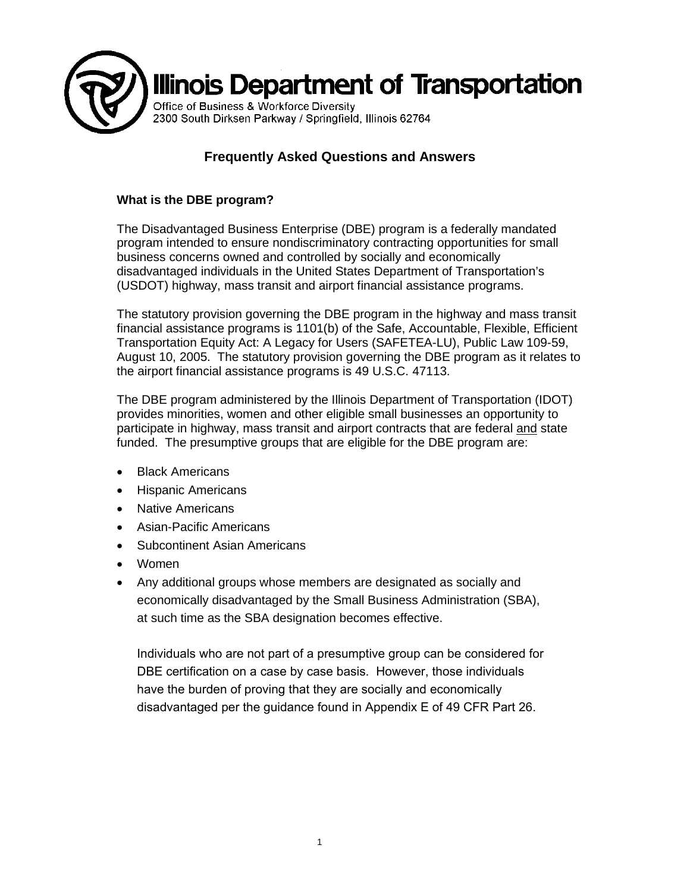# Illinois Department of Transportation

Office of Business & Workforce Diversity
2300 South Dirksen Parkway / Springfield, Illinois 62764

## Frequently Asked Questions and Answers

### What is the DBE program?

The Disadvantaged Business Enterprise (DBE) program is a federally mandated program intended to ensure nondiscriminatory contracting opportunities for small business concerns owned and controlled by socially and economically disadvantaged individuals in the United States Department of Transportation's (USDOT) highway, mass transit and airport financial assistance programs.

The statutory provision governing the DBE program in the highway and mass transit financial assistance programs is 1101(b) of the Safe, Accountable, Flexible, Efficient Transportation Equity Act: A Legacy for Users (SAFETEA-LU), Public Law 109-59, August 10, 2005. The statutory provision governing the DBE program as it relates to the airport financial assistance programs is 49 U.S.C. 47113.

The DBE program administered by the Illinois Department of Transportation (IDOT) provides minorities, women and other eligible small businesses an opportunity to participate in highway, mass transit and airport contracts that are federal <u>and</u> state funded. The presumptive groups that are eligible for the DBE program are:

- Black Americans
- Hispanic Americans
- Native Americans
- Asian-Pacific Americans
- Subcontinent Asian Americans
- Women
- Any additional groups whose members are designated as socially and economically disadvantaged by the Small Business Administration (SBA), at such time as the SBA designation becomes effective.

Individuals who are not part of a presumptive group can be considered for DBE certification on a case by case basis. However, those individuals have the burden of proving that they are socially and economically disadvantaged per the guidance found in Appendix E of 49 CFR Part 26.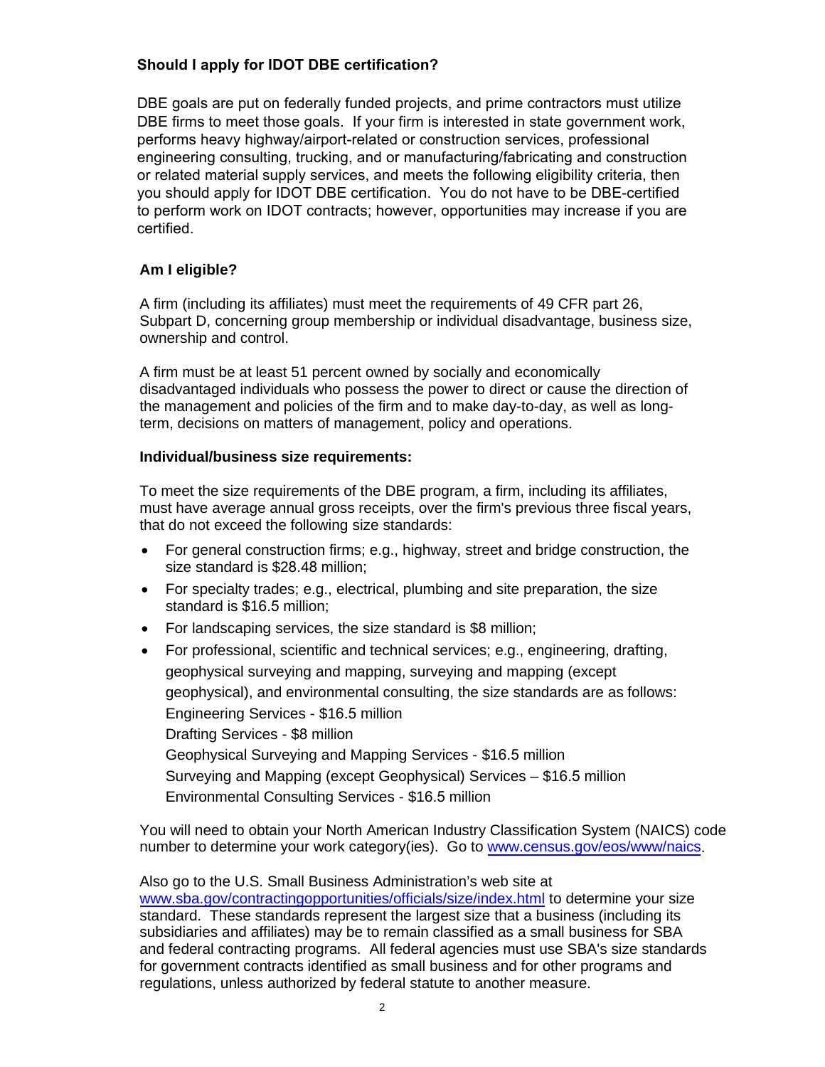**Should I apply for IDOT DBE certification?**

DBE goals are put on federally funded projects, and prime contractors must utilize DBE firms to meet those goals. If your firm is interested in state government work, performs heavy highway/airport-related or construction services, professional engineering consulting, trucking, and or manufacturing/fabricating and construction or related material supply services, and meets the following eligibility criteria, then you should apply for IDOT DBE certification. You do not have to be DBE-certified to perform work on IDOT contracts; however, opportunities may increase if you are certified.

**Am I eligible?**

A firm (including its affiliates) must meet the requirements of 49 CFR part 26, Subpart D, concerning group membership or individual disadvantage, business size, ownership and control.

A firm must be at least 51 percent owned by socially and economically disadvantaged individuals who possess the power to direct or cause the direction of the management and policies of the firm and to make day-to-day, as well as long-term, decisions on matters of management, policy and operations.

**Individual/business size requirements:**

To meet the size requirements of the DBE program, a firm, including its affiliates, must have average annual gross receipts, over the firm's previous three fiscal years, that do not exceed the following size standards:

- For general construction firms; e.g., highway, street and bridge construction, the size standard is $28.48 million;
- For specialty trades; e.g., electrical, plumbing and site preparation, the size standard is $16.5 million;
- For landscaping services, the size standard is $8 million;
- For professional, scientific and technical services; e.g., engineering, drafting, geophysical surveying and mapping, surveying and mapping (except geophysical), and environmental consulting, the size standards are as follows:
  Engineering Services - $16.5 million
  Drafting Services - $8 million
  Geophysical Surveying and Mapping Services - $16.5 million
  Surveying and Mapping (except Geophysical) Services – $16.5 million
  Environmental Consulting Services - $16.5 million

You will need to obtain your North American Industry Classification System (NAICS) code number to determine your work category(ies). Go to www.census.gov/eos/www/naics.

Also go to the U.S. Small Business Administration's web site at www.sba.gov/contractingopportunities/officials/size/index.html to determine your size standard. These standards represent the largest size that a business (including its subsidiaries and affiliates) may be to remain classified as a small business for SBA and federal contracting programs. All federal agencies must use SBA's size standards for government contracts identified as small business and for other programs and regulations, unless authorized by federal statute to another measure.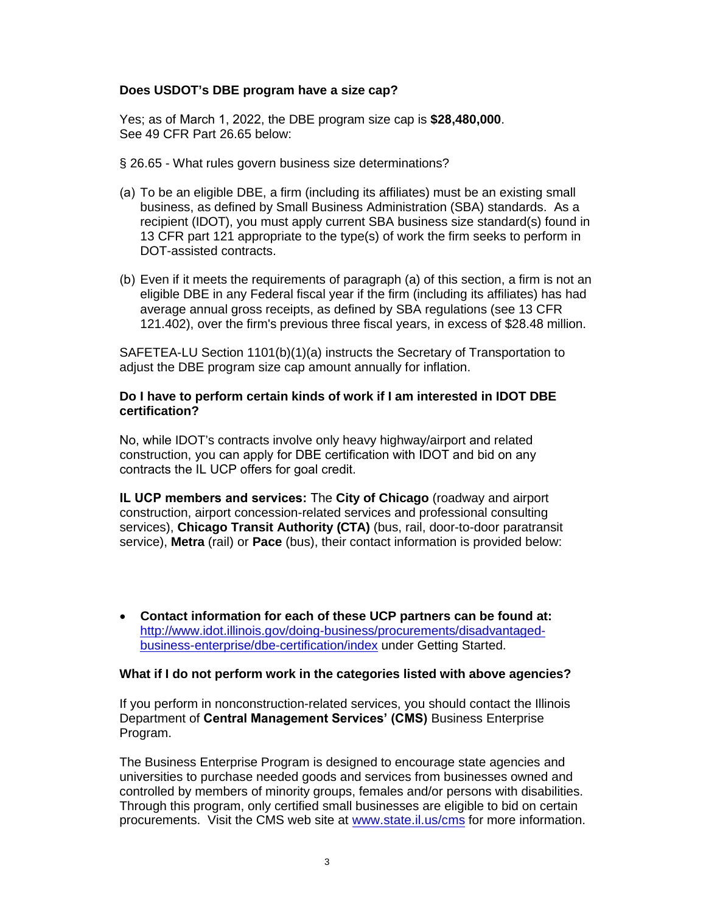**Does USDOT's DBE program have a size cap?**

Yes; as of March 1, 2022, the DBE program size cap is **$28,480,000**. See 49 CFR Part 26.65 below:

§ 26.65 - What rules govern business size determinations?

(a) To be an eligible DBE, a firm (including its affiliates) must be an existing small business, as defined by Small Business Administration (SBA) standards. As a recipient (IDOT), you must apply current SBA business size standard(s) found in 13 CFR part 121 appropriate to the type(s) of work the firm seeks to perform in DOT-assisted contracts.

(b) Even if it meets the requirements of paragraph (a) of this section, a firm is not an eligible DBE in any Federal fiscal year if the firm (including its affiliates) has had average annual gross receipts, as defined by SBA regulations (see 13 CFR 121.402), over the firm's previous three fiscal years, in excess of $28.48 million.

SAFETEA-LU Section 1101(b)(1)(a) instructs the Secretary of Transportation to adjust the DBE program size cap amount annually for inflation.

**Do I have to perform certain kinds of work if I am interested in IDOT DBE certification?**

No, while IDOT's contracts involve only heavy highway/airport and related construction, you can apply for DBE certification with IDOT and bid on any contracts the IL UCP offers for goal credit.

**IL UCP members and services:** The **City of Chicago** (roadway and airport construction, airport concession-related services and professional consulting services), **Chicago Transit Authority (CTA)** (bus, rail, door-to-door paratransit service), **Metra** (rail) or **Pace** (bus), their contact information is provided below:

- **Contact information for each of these UCP partners can be found at:** [http://www.idot.illinois.gov/doing-business/procurements/disadvantaged-business-enterprise/dbe-certification/index](http://www.idot.illinois.gov/doing-business/procurements/disadvantaged-business-enterprise/dbe-certification/index) under Getting Started.

**What if I do not perform work in the categories listed with above agencies?**

If you perform in nonconstruction-related services, you should contact the Illinois Department of **Central Management Services' (CMS)** Business Enterprise Program.

The Business Enterprise Program is designed to encourage state agencies and universities to purchase needed goods and services from businesses owned and controlled by members of minority groups, females and/or persons with disabilities. Through this program, only certified small businesses are eligible to bid on certain procurements. Visit the CMS web site at [www.state.il.us/cms](http://www.state.il.us/cms) for more information.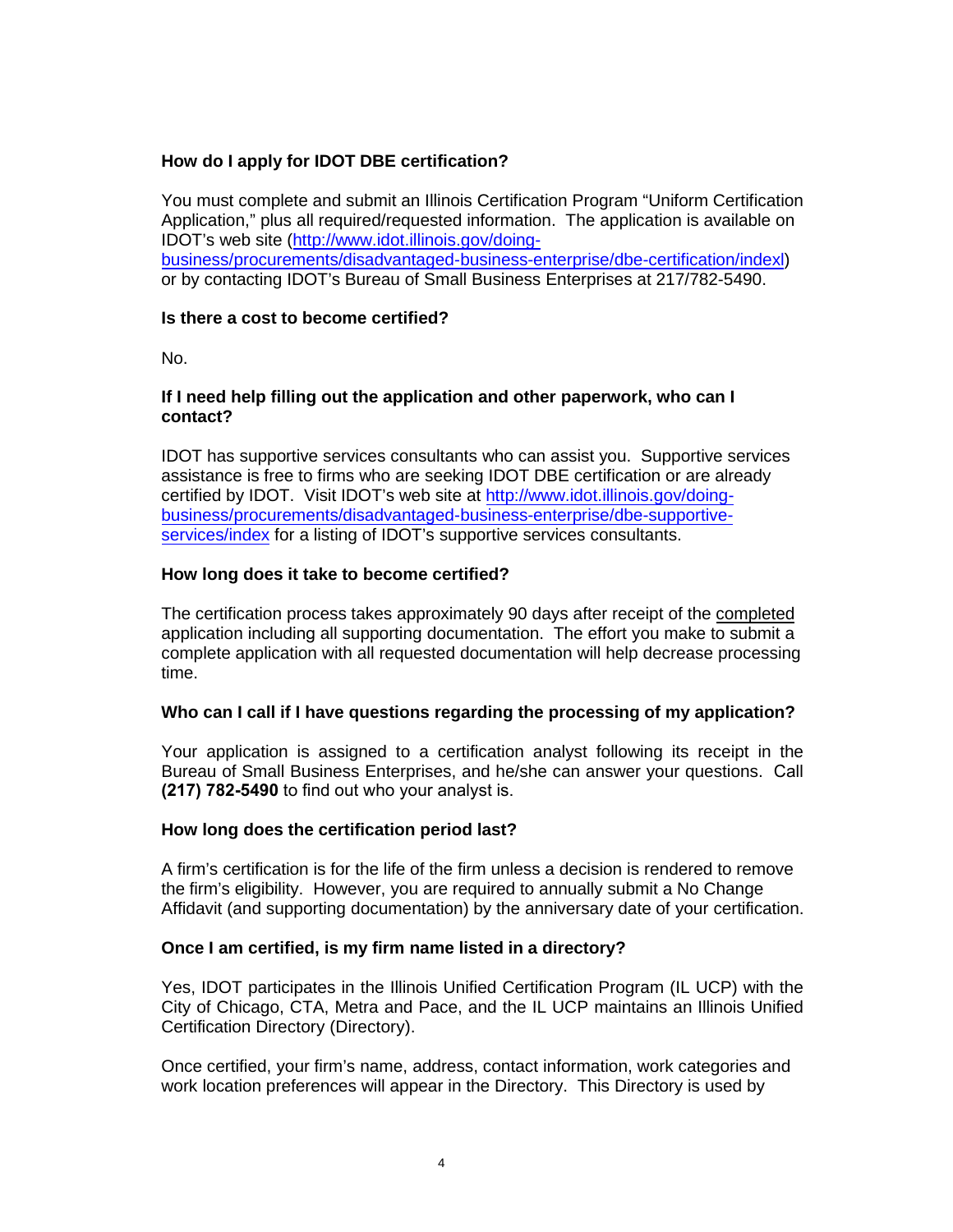**How do I apply for IDOT DBE certification?**

You must complete and submit an Illinois Certification Program "Uniform Certification Application," plus all required/requested information. The application is available on IDOT's web site ([http://www.idot.illinois.gov/doing-business/procurements/disadvantaged-business-enterprise/dbe-certification/indexl](http://www.idot.illinois.gov/doing-business/procurements/disadvantaged-business-enterprise/dbe-certification/indexl)) or by contacting IDOT's Bureau of Small Business Enterprises at 217/782-5490.

**Is there a cost to become certified?**

No.

**If I need help filling out the application and other paperwork, who can I contact?**

IDOT has supportive services consultants who can assist you. Supportive services assistance is free to firms who are seeking IDOT DBE certification or are already certified by IDOT. Visit IDOT's web site at [http://www.idot.illinois.gov/doing-business/procurements/disadvantaged-business-enterprise/dbe-supportive-services/index](http://www.idot.illinois.gov/doing-business/procurements/disadvantaged-business-enterprise/dbe-supportive-services/index) for a listing of IDOT's supportive services consultants.

**How long does it take to become certified?**

The certification process takes approximately 90 days after receipt of the completed application including all supporting documentation. The effort you make to submit a complete application with all requested documentation will help decrease processing time.

**Who can I call if I have questions regarding the processing of my application?**

Your application is assigned to a certification analyst following its receipt in the Bureau of Small Business Enterprises, and he/she can answer your questions. Call **(217) 782-5490** to find out who your analyst is.

**How long does the certification period last?**

A firm's certification is for the life of the firm unless a decision is rendered to remove the firm's eligibility. However, you are required to annually submit a No Change Affidavit (and supporting documentation) by the anniversary date of your certification.

**Once I am certified, is my firm name listed in a directory?**

Yes, IDOT participates in the Illinois Unified Certification Program (IL UCP) with the City of Chicago, CTA, Metra and Pace, and the IL UCP maintains an Illinois Unified Certification Directory (Directory).

Once certified, your firm's name, address, contact information, work categories and work location preferences will appear in the Directory. This Directory is used by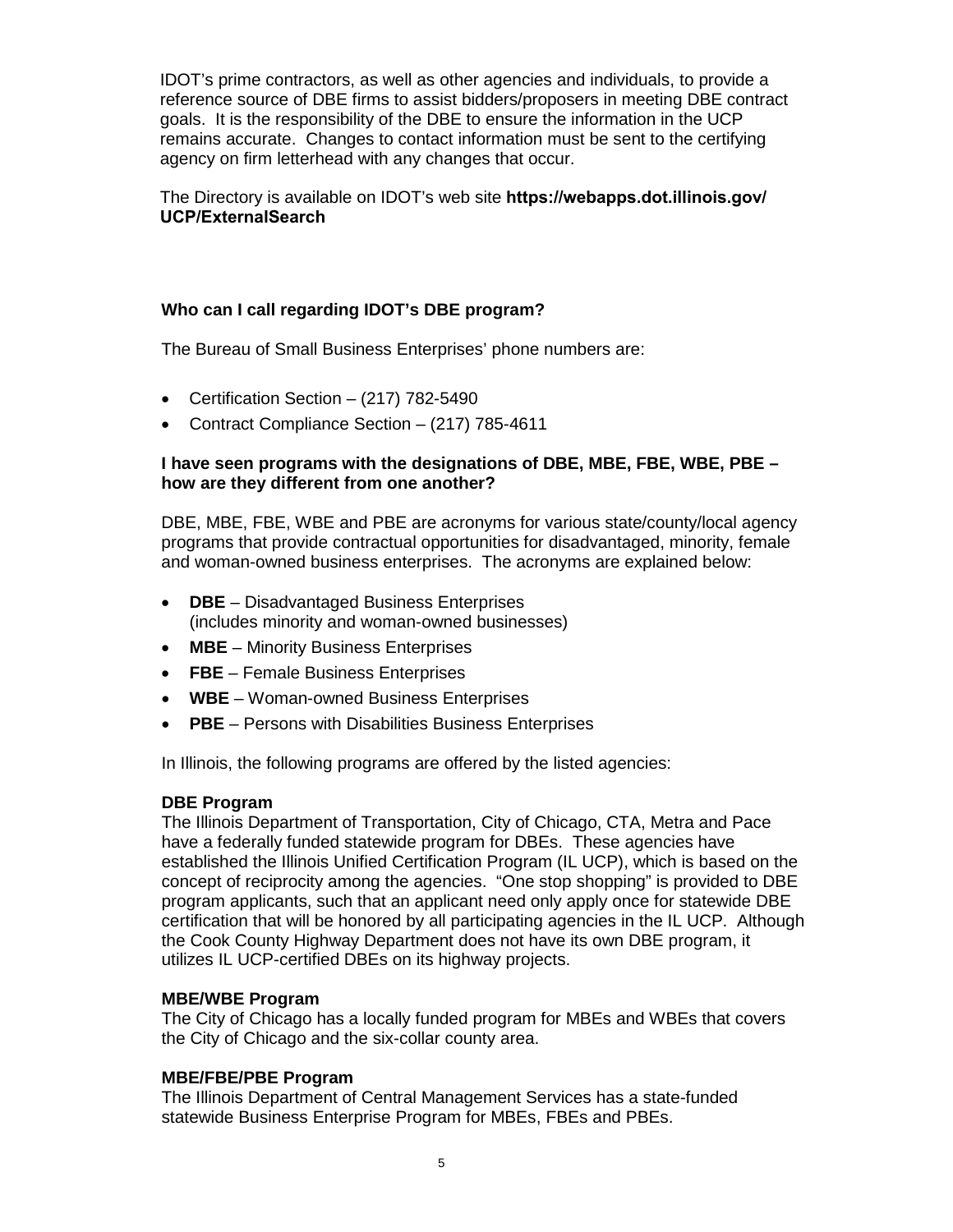IDOT's prime contractors, as well as other agencies and individuals, to provide a reference source of DBE firms to assist bidders/proposers in meeting DBE contract goals. It is the responsibility of the DBE to ensure the information in the UCP remains accurate. Changes to contact information must be sent to the certifying agency on firm letterhead with any changes that occur.

The Directory is available on IDOT's web site **https://webapps.dot.illinois.gov/UCP/ExternalSearch**

**Who can I call regarding IDOT's DBE program?**

The Bureau of Small Business Enterprises' phone numbers are:

- Certification Section – (217) 782-5490
- Contract Compliance Section – (217) 785-4611

**I have seen programs with the designations of DBE, MBE, FBE, WBE, PBE – how are they different from one another?**

DBE, MBE, FBE, WBE and PBE are acronyms for various state/county/local agency programs that provide contractual opportunities for disadvantaged, minority, female and woman-owned business enterprises. The acronyms are explained below:

- **DBE** – Disadvantaged Business Enterprises (includes minority and woman-owned businesses)
- **MBE** – Minority Business Enterprises
- **FBE** – Female Business Enterprises
- **WBE** – Woman-owned Business Enterprises
- **PBE** – Persons with Disabilities Business Enterprises

In Illinois, the following programs are offered by the listed agencies:

**DBE Program**
The Illinois Department of Transportation, City of Chicago, CTA, Metra and Pace have a federally funded statewide program for DBEs. These agencies have established the Illinois Unified Certification Program (IL UCP), which is based on the concept of reciprocity among the agencies. "One stop shopping" is provided to DBE program applicants, such that an applicant need only apply once for statewide DBE certification that will be honored by all participating agencies in the IL UCP. Although the Cook County Highway Department does not have its own DBE program, it utilizes IL UCP-certified DBEs on its highway projects.

**MBE/WBE Program**
The City of Chicago has a locally funded program for MBEs and WBEs that covers the City of Chicago and the six-collar county area.

**MBE/FBE/PBE Program**
The Illinois Department of Central Management Services has a state-funded statewide Business Enterprise Program for MBEs, FBEs and PBEs.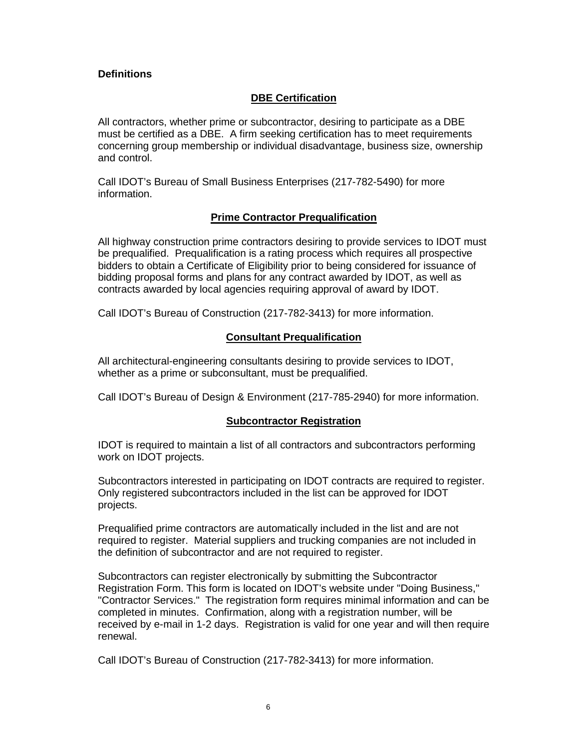**Definitions**

## DBE Certification

All contractors, whether prime or subcontractor, desiring to participate as a DBE must be certified as a DBE. A firm seeking certification has to meet requirements concerning group membership or individual disadvantage, business size, ownership and control.

Call IDOT's Bureau of Small Business Enterprises (217-782-5490) for more information.

## Prime Contractor Prequalification

All highway construction prime contractors desiring to provide services to IDOT must be prequalified. Prequalification is a rating process which requires all prospective bidders to obtain a Certificate of Eligibility prior to being considered for issuance of bidding proposal forms and plans for any contract awarded by IDOT, as well as contracts awarded by local agencies requiring approval of award by IDOT.

Call IDOT's Bureau of Construction (217-782-3413) for more information.

## Consultant Prequalification

All architectural-engineering consultants desiring to provide services to IDOT, whether as a prime or subconsultant, must be prequalified.

Call IDOT's Bureau of Design & Environment (217-785-2940) for more information.

## Subcontractor Registration

IDOT is required to maintain a list of all contractors and subcontractors performing work on IDOT projects.

Subcontractors interested in participating on IDOT contracts are required to register. Only registered subcontractors included in the list can be approved for IDOT projects.

Prequalified prime contractors are automatically included in the list and are not required to register. Material suppliers and trucking companies are not included in the definition of subcontractor and are not required to register.

Subcontractors can register electronically by submitting the Subcontractor Registration Form. This form is located on IDOT's website under "Doing Business," "Contractor Services." The registration form requires minimal information and can be completed in minutes. Confirmation, along with a registration number, will be received by e-mail in 1-2 days. Registration is valid for one year and will then require renewal.

Call IDOT's Bureau of Construction (217-782-3413) for more information.